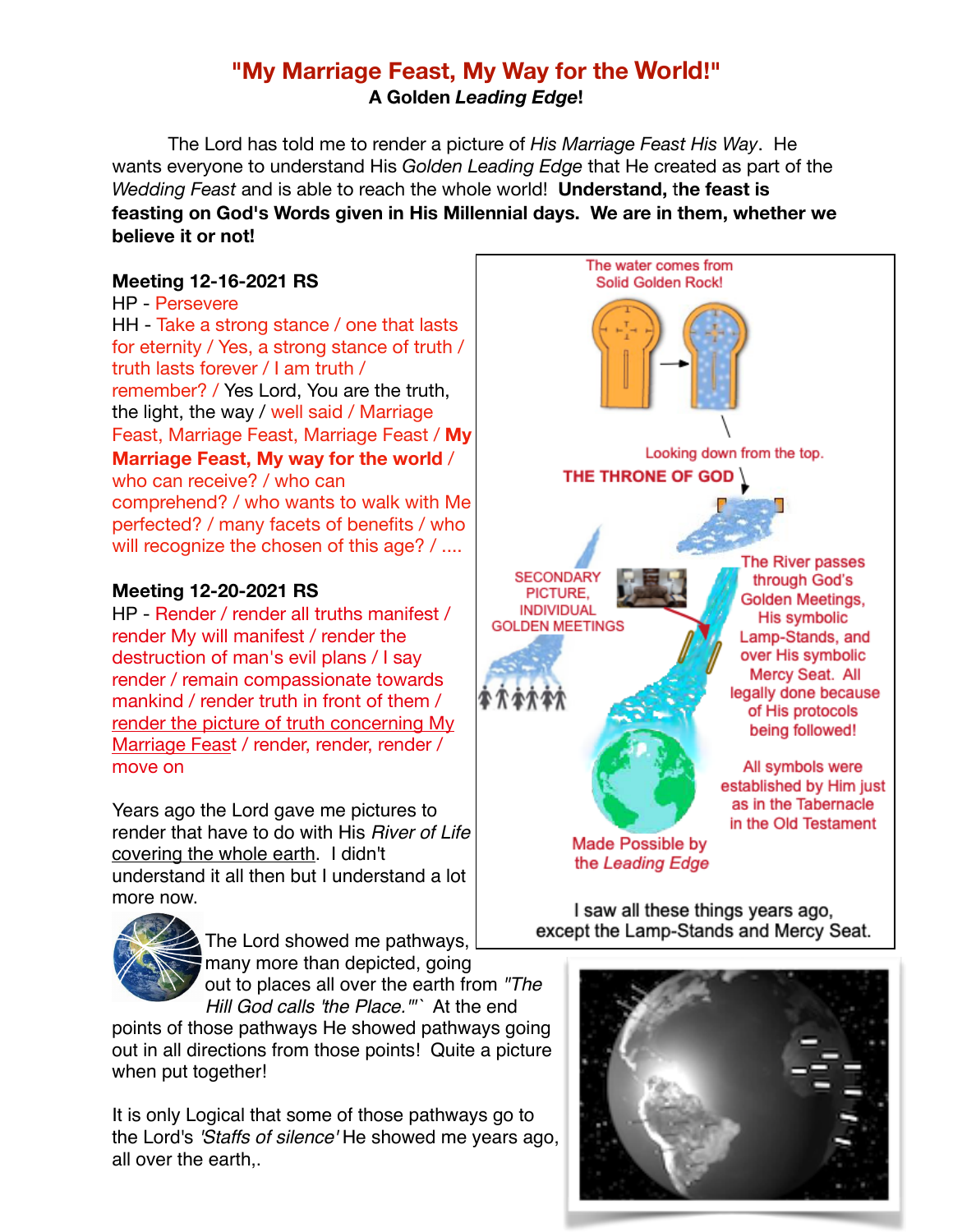# "My Marriage Feast, My Way for the World!"

**A Golden *Leading Edge*!**

The Lord has told me to render a picture of *His Marriage Feast His Way*. He wants everyone to understand His *Golden Leading Edge* that He created as part of the *Wedding Feast* and is able to reach the whole world! **Understand, the feast is feasting on God's Words given in His Millennial days. We are in them, whether we believe it or not!**

**Meeting 12-16-2021 RS**

HP - Persevere

HH - Take a strong stance / one that lasts for eternity / Yes, a strong stance of truth / truth lasts forever / I am truth / remember? / Yes Lord, You are the truth, the light, the way / well said / Marriage Feast, Marriage Feast, Marriage Feast / **My Marriage Feast, My way for the world** / who can receive? / who can comprehend? / who wants to walk with Me perfected? / many facets of benefits / who will recognize the chosen of this age? / ....

**Meeting 12-20-2021 RS**

HP - Render / render all truths manifest / render My will manifest / render the destruction of man's evil plans / I say render / remain compassionate towards mankind / render truth in front of them / render the picture of truth concerning My Marriage Feast / render, render, render / move on

Years ago the Lord gave me pictures to render that have to do with His *River of Life* covering the whole earth. I didn't understand it all then but I understand a lot more now.

The water comes from Solid Golden Rock!

Looking down from the top.

THE THRONE OF GOD

SECONDARY PICTURE, INDIVIDUAL GOLDEN MEETINGS

The River passes through God's Golden Meetings, His symbolic Lamp-Stands, and over His symbolic Mercy Seat. All legally done because of His protocols being followed!

All symbols were established by Him just as in the Tabernacle in the Old Testament

Made Possible by the *Leading Edge*

I saw all these things years ago, except the Lamp-Stands and Mercy Seat.

The Lord showed me pathways, many more than depicted, going out to places all over the earth from *"The Hill God calls 'the Place.'"* At the end points of those pathways He showed pathways going out in all directions from those points! Quite a picture when put together!

It is only Logical that some of those pathways go to the Lord's *'Staffs of silence'* He showed me years ago, all over the earth,.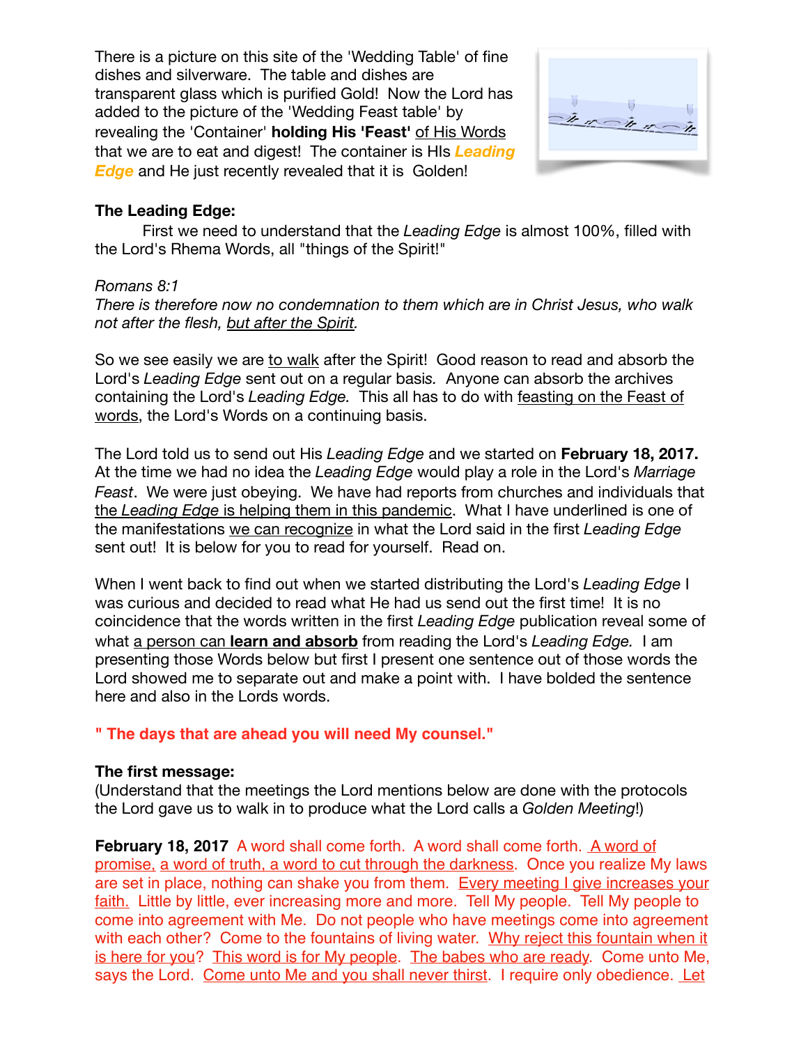There is a picture on this site of the 'Wedding Table' of fine dishes and silverware. The table and dishes are transparent glass which is purified Gold! Now the Lord has added to the picture of the 'Wedding Feast table' by revealing the 'Container' **holding His 'Feast'** <u>of His Words</u> that we are to eat and digest! The container is HIs ***Leading Edge*** and He just recently revealed that it is Golden!

**The Leading Edge:**

First we need to understand that the *Leading Edge* is almost 100%, filled with the Lord's Rhema Words, all "things of the Spirit!"

*Romans 8:1*
*There is therefore now no condemnation to them which are in Christ Jesus, who walk not after the flesh, <u>but after the Spirit</u>.*

So we see easily we are <u>to walk</u> after the Spirit! Good reason to read and absorb the Lord's *Leading Edge* sent out on a regular basis. Anyone can absorb the archives containing the Lord's *Leading Edge.* This all has to do with <u>feasting on the Feast of words</u>, the Lord's Words on a continuing basis.

The Lord told us to send out His *Leading Edge* and we started on **February 18, 2017.** At the time we had no idea the *Leading Edge* would play a role in the Lord's *Marriage Feast*. We were just obeying. We have had reports from churches and individuals that <u>the *Leading Edge* is helping them in this pandemic</u>. What I have underlined is one of the manifestations <u>we can recognize</u> in what the Lord said in the first *Leading Edge* sent out! It is below for you to read for yourself. Read on.

When I went back to find out when we started distributing the Lord's *Leading Edge* I was curious and decided to read what He had us send out the first time! It is no coincidence that the words written in the first *Leading Edge* publication reveal some of what <u>a person can **learn and absorb**</u> from reading the Lord's *Leading Edge.* I am presenting those Words below but first I present one sentence out of those words the Lord showed me to separate out and make a point with. I have bolded the sentence here and also in the Lords words.

**" The days that are ahead you will need My counsel."**

**The first message:**
(Understand that the meetings the Lord mentions below are done with the protocols the Lord gave us to walk in to produce what the Lord calls a *Golden Meeting*!)

**February 18, 2017** A word shall come forth. A word shall come forth. <u>A word of promise,</u> <u>a word of truth, a word to cut through the darkness</u>. Once you realize My laws are set in place, nothing can shake you from them. <u>Every meeting I give increases your faith.</u> Little by little, ever increasing more and more. Tell My people. Tell My people to come into agreement with Me. Do not people who have meetings come into agreement with each other? Come to the fountains of living water. <u>Why reject this fountain when it is here for you</u>? <u>This word is for My people</u>. <u>The babes who are ready</u>. Come unto Me, says the Lord. <u>Come unto Me and you shall never thirst</u>. I require only obedience. <u>Let</u>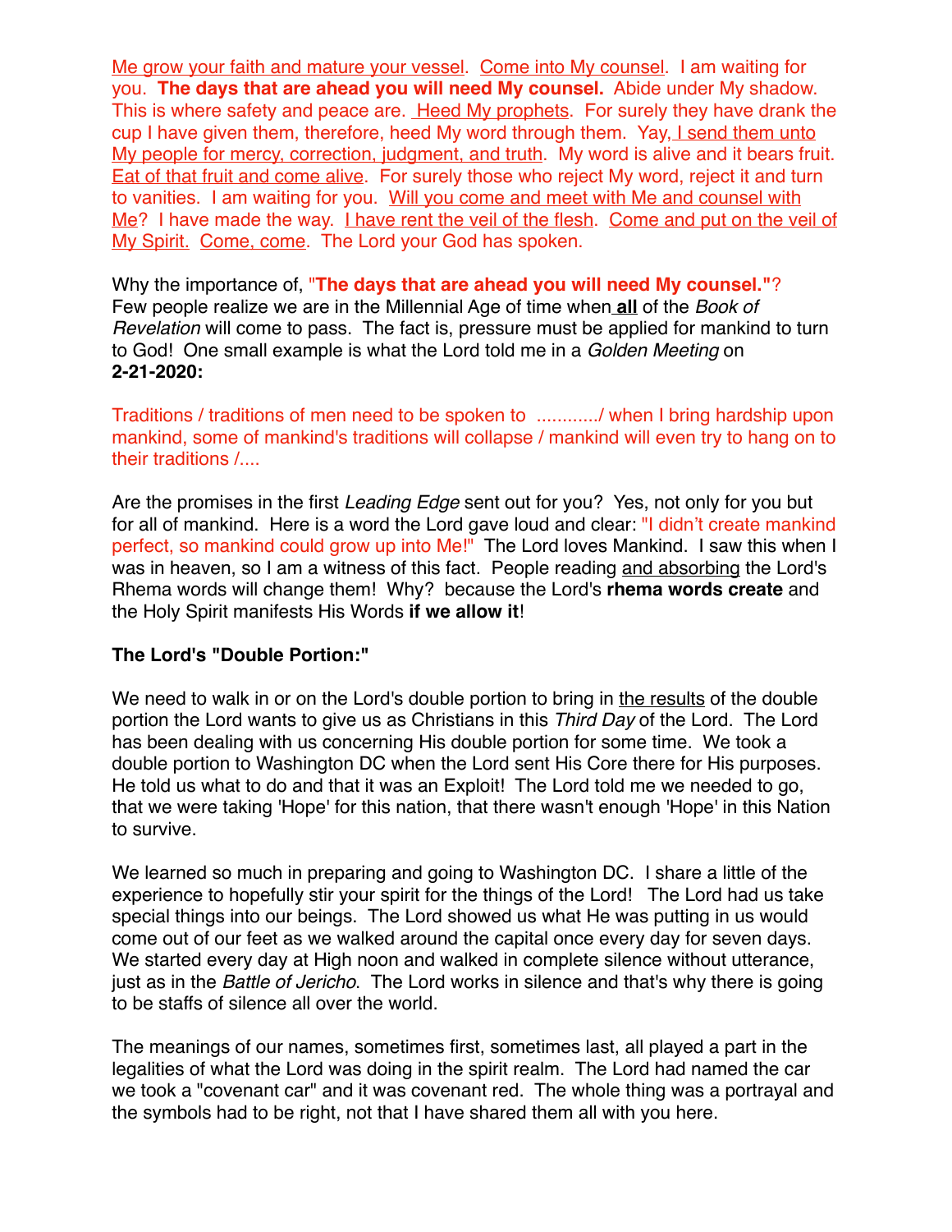Me grow your faith and mature your vessel. Come into My counsel. I am waiting for you. **The days that are ahead you will need My counsel.** Abide under My shadow. This is where safety and peace are. Heed My prophets. For surely they have drank the cup I have given them, therefore, heed My word through them. Yay, I send them unto My people for mercy, correction, judgment, and truth. My word is alive and it bears fruit. Eat of that fruit and come alive. For surely those who reject My word, reject it and turn to vanities. I am waiting for you. Will you come and meet with Me and counsel with Me? I have made the way. I have rent the veil of the flesh. Come and put on the veil of My Spirit. Come, come. The Lord your God has spoken.

Why the importance of, "**The days that are ahead you will need My counsel.**"? Few people realize we are in the Millennial Age of time when **all** of the *Book of Revelation* will come to pass. The fact is, pressure must be applied for mankind to turn to God! One small example is what the Lord told me in a *Golden Meeting* on **2-21-2020:**

Traditions / traditions of men need to be spoken to ............/ when I bring hardship upon mankind, some of mankind's traditions will collapse / mankind will even try to hang on to their traditions /....

Are the promises in the first *Leading Edge* sent out for you? Yes, not only for you but for all of mankind. Here is a word the Lord gave loud and clear: "I didn't create mankind perfect, so mankind could grow up into Me!" The Lord loves Mankind. I saw this when I was in heaven, so I am a witness of this fact. People reading and absorbing the Lord's Rhema words will change them! Why? because the Lord's **rhema words create** and the Holy Spirit manifests His Words **if we allow it**!

**The Lord's "Double Portion:"**

We need to walk in or on the Lord's double portion to bring in the results of the double portion the Lord wants to give us as Christians in this *Third Day* of the Lord. The Lord has been dealing with us concerning His double portion for some time. We took a double portion to Washington DC when the Lord sent His Core there for His purposes. He told us what to do and that it was an Exploit! The Lord told me we needed to go, that we were taking 'Hope' for this nation, that there wasn't enough 'Hope' in this Nation to survive.

We learned so much in preparing and going to Washington DC. I share a little of the experience to hopefully stir your spirit for the things of the Lord! The Lord had us take special things into our beings. The Lord showed us what He was putting in us would come out of our feet as we walked around the capital once every day for seven days. We started every day at High noon and walked in complete silence without utterance, just as in the *Battle of Jericho*. The Lord works in silence and that's why there is going to be staffs of silence all over the world.

The meanings of our names, sometimes first, sometimes last, all played a part in the legalities of what the Lord was doing in the spirit realm. The Lord had named the car we took a "covenant car" and it was covenant red. The whole thing was a portrayal and the symbols had to be right, not that I have shared them all with you here.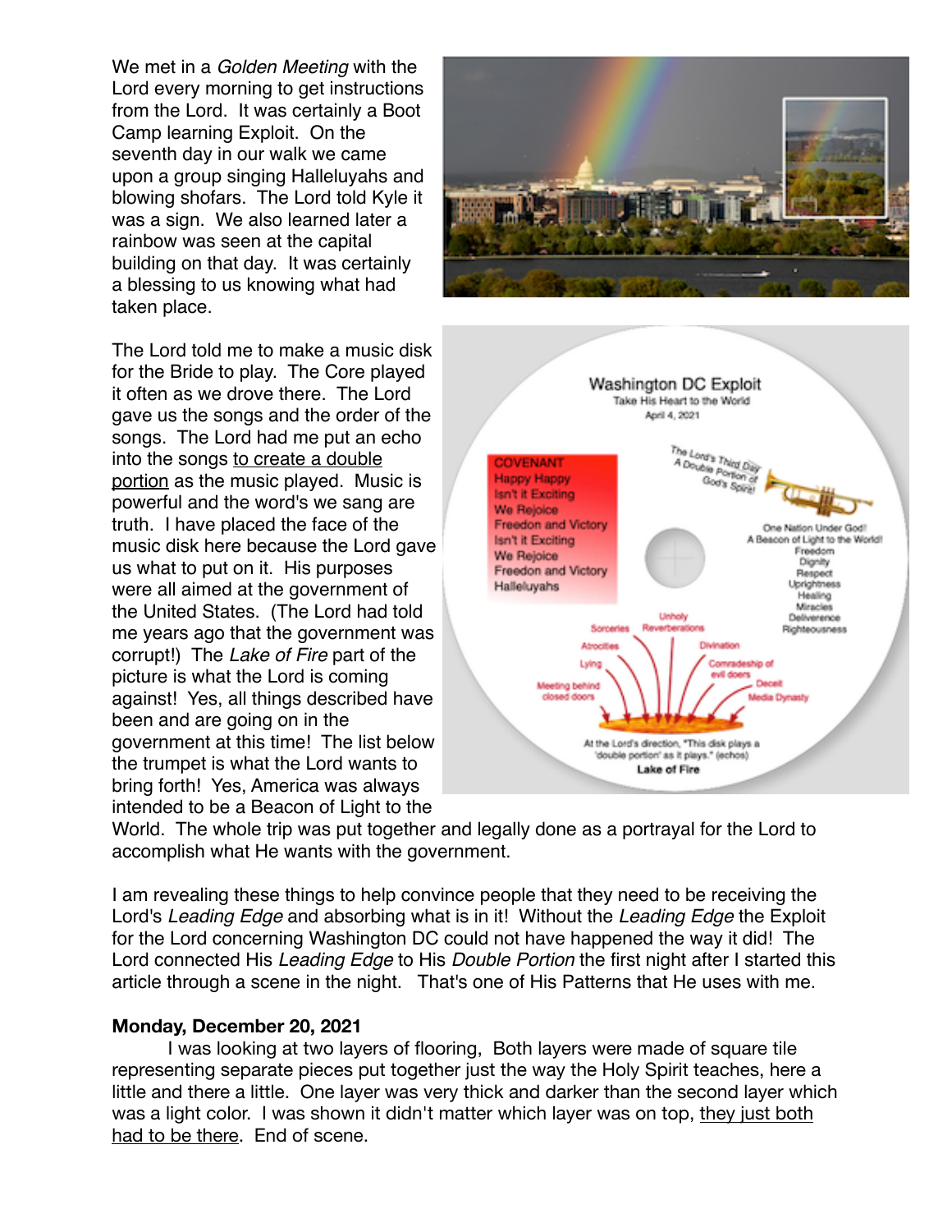We met in a *Golden Meeting* with the Lord every morning to get instructions from the Lord. It was certainly a Boot Camp learning Exploit. On the seventh day in our walk we came upon a group singing Halleluyahs and blowing shofars. The Lord told Kyle it was a sign. We also learned later a rainbow was seen at the capital building on that day. It was certainly a blessing to us knowing what had taken place.

The Lord told me to make a music disk for the Bride to play. The Core played it often as we drove there. The Lord gave us the songs and the order of the songs. The Lord had me put an echo into the songs to create a double portion as the music played. Music is powerful and the word's we sang are truth. I have placed the face of the music disk here because the Lord gave us what to put on it. His purposes were all aimed at the government of the United States. (The Lord had told me years ago that the government was corrupt!) The *Lake of Fire* part of the picture is what the Lord is coming against! Yes, all things described have been and are going on in the government at this time! The list below the trumpet is what the Lord wants to bring forth! Yes, America was always intended to be a Beacon of Light to the World. The whole trip was put together and legally done as a portrayal for the Lord to accomplish what He wants with the government.

I am revealing these things to help convince people that they need to be receiving the Lord's *Leading Edge* and absorbing what is in it! Without the *Leading Edge* the Exploit for the Lord concerning Washington DC could not have happened the way it did! The Lord connected His *Leading Edge* to His *Double Portion* the first night after I started this article through a scene in the night. That's one of His Patterns that He uses with me.

**Monday, December 20, 2021**

I was looking at two layers of flooring, Both layers were made of square tile representing separate pieces put together just the way the Holy Spirit teaches, here a little and there a little. One layer was very thick and darker than the second layer which was a light color. I was shown it didn't matter which layer was on top, they just both had to be there. End of scene.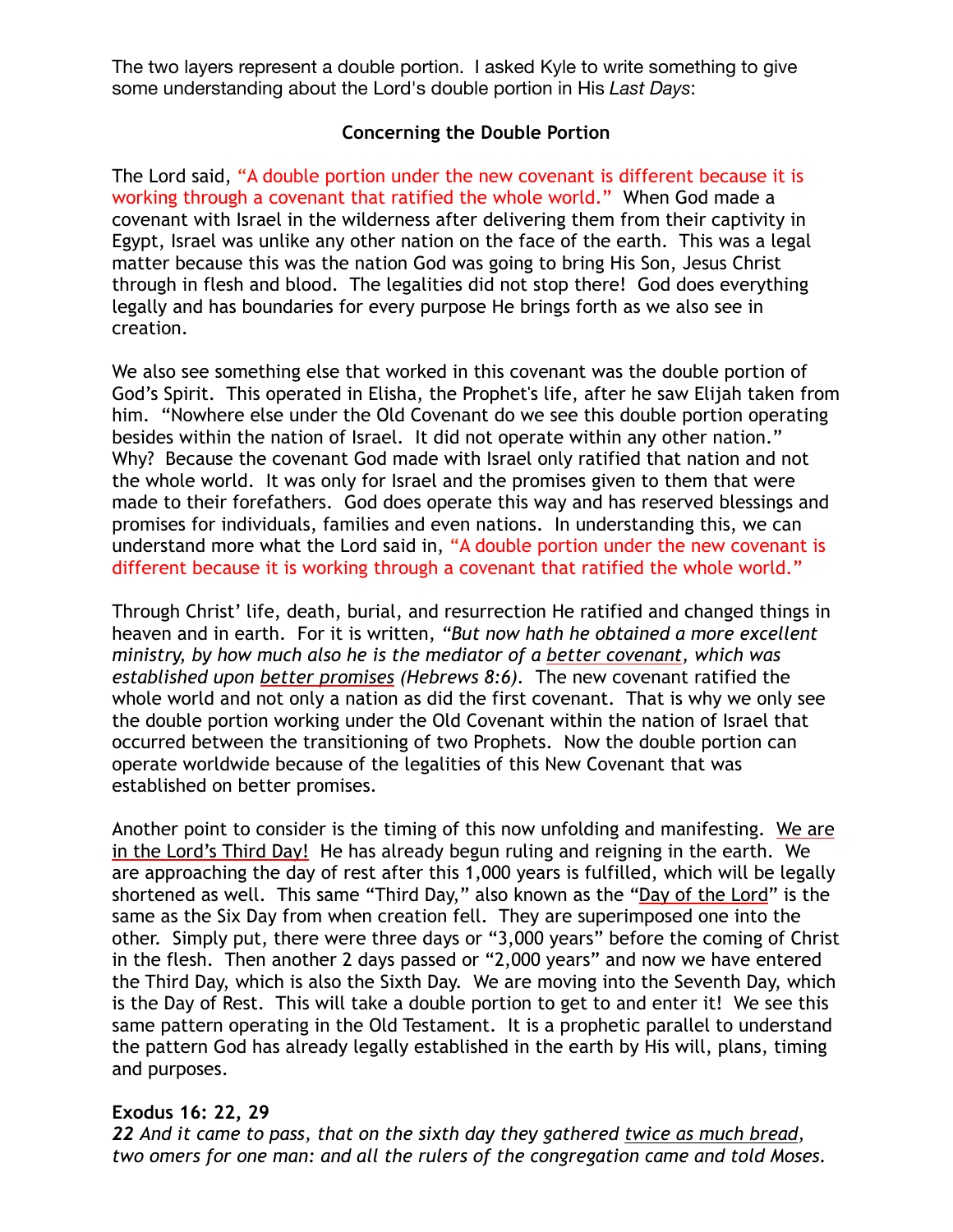The two layers represent a double portion. I asked Kyle to write something to give some understanding about the Lord's double portion in His *Last Days*:

**Concerning the Double Portion**

The Lord said, "A double portion under the new covenant is different because it is working through a covenant that ratified the whole world." When God made a covenant with Israel in the wilderness after delivering them from their captivity in Egypt, Israel was unlike any other nation on the face of the earth. This was a legal matter because this was the nation God was going to bring His Son, Jesus Christ through in flesh and blood. The legalities did not stop there! God does everything legally and has boundaries for every purpose He brings forth as we also see in creation.

We also see something else that worked in this covenant was the double portion of God's Spirit. This operated in Elisha, the Prophet's life, after he saw Elijah taken from him. "Nowhere else under the Old Covenant do we see this double portion operating besides within the nation of Israel. It did not operate within any other nation." Why? Because the covenant God made with Israel only ratified that nation and not the whole world. It was only for Israel and the promises given to them that were made to their forefathers. God does operate this way and has reserved blessings and promises for individuals, families and even nations. In understanding this, we can understand more what the Lord said in, "A double portion under the new covenant is different because it is working through a covenant that ratified the whole world."

Through Christ' life, death, burial, and resurrection He ratified and changed things in heaven and in earth. For it is written, *"But now hath he obtained a more excellent ministry, by how much also he is the mediator of a better covenant, which was established upon better promises (Hebrews 8:6)*. The new covenant ratified the whole world and not only a nation as did the first covenant. That is why we only see the double portion working under the Old Covenant within the nation of Israel that occurred between the transitioning of two Prophets. Now the double portion can operate worldwide because of the legalities of this New Covenant that was established on better promises.

Another point to consider is the timing of this now unfolding and manifesting. We are in the Lord's Third Day! He has already begun ruling and reigning in the earth. We are approaching the day of rest after this 1,000 years is fulfilled, which will be legally shortened as well. This same "Third Day," also known as the "Day of the Lord" is the same as the Six Day from when creation fell. They are superimposed one into the other. Simply put, there were three days or "3,000 years" before the coming of Christ in the flesh. Then another 2 days passed or "2,000 years" and now we have entered the Third Day, which is also the Sixth Day. We are moving into the Seventh Day, which is the Day of Rest. This will take a double portion to get to and enter it! We see this same pattern operating in the Old Testament. It is a prophetic parallel to understand the pattern God has already legally established in the earth by His will, plans, timing and purposes.

**Exodus 16: 22, 29**

***22*** *And it came to pass, that on the sixth day they gathered twice as much bread, two omers for one man: and all the rulers of the congregation came and told Moses.*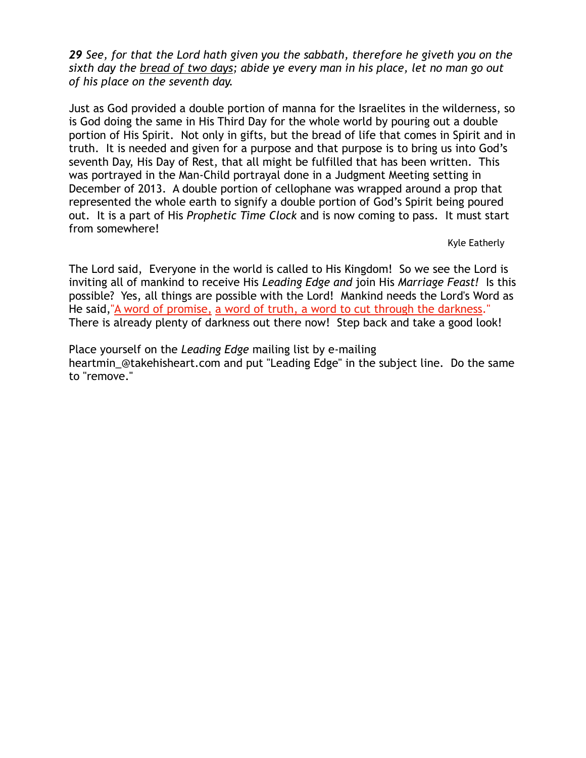***29** See, for that the Lord hath given you the sabbath, therefore he giveth you on the sixth day the <u>bread of two days</u>; abide ye every man in his place, let no man go out of his place on the seventh day.*

Just as God provided a double portion of manna for the Israelites in the wilderness, so is God doing the same in His Third Day for the whole world by pouring out a double portion of His Spirit. Not only in gifts, but the bread of life that comes in Spirit and in truth. It is needed and given for a purpose and that purpose is to bring us into God's seventh Day, His Day of Rest, that all might be fulfilled that has been written. This was portrayed in the Man-Child portrayal done in a Judgment Meeting setting in December of 2013. A double portion of cellophane was wrapped around a prop that represented the whole earth to signify a double portion of God's Spirit being poured out. It is a part of His *Prophetic Time Clock* and is now coming to pass. It must start from somewhere!

Kyle Eatherly

The Lord said, Everyone in the world is called to His Kingdom! So we see the Lord is inviting all of mankind to receive His *Leading Edge and* join His *Marriage Feast!* Is this possible? Yes, all things are possible with the Lord! Mankind needs the Lord's Word as He said,"<u>A word of promise,</u> <u>a word of truth, a word to cut through the darkness</u>." There is already plenty of darkness out there now! Step back and take a good look!

Place yourself on the *Leading Edge* mailing list by e-mailing heartmin_@takehisheart.com and put "Leading Edge" in the subject line. Do the same to "remove."